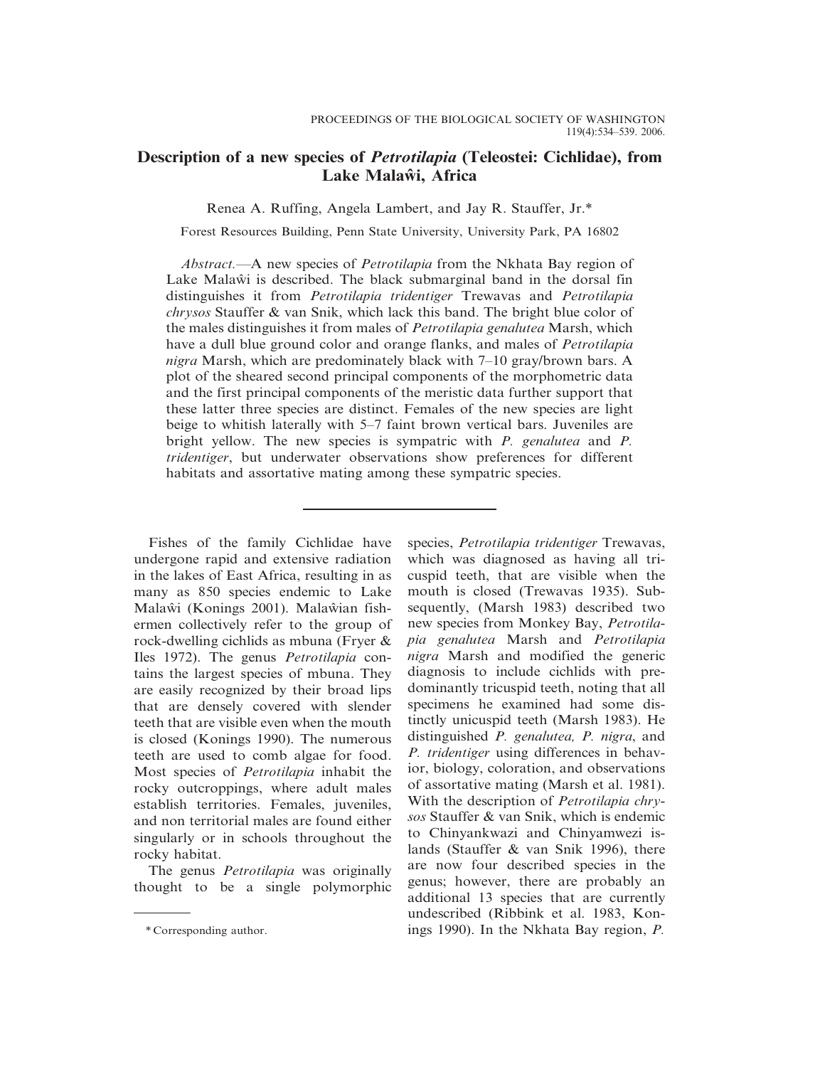# Description of a new species of *Petrotilapia* (Teleostei: Cichlidae), from Lake Malaŵi, Africa

Renea A. Ruffing, Angela Lambert, and Jay R. Stauffer, Jr.*

Forest Resources Building, Penn State University, University Park, PA 16802

*Abstract.*—A new species of *Petrotilapia* from the Nkhata Bay region of Lake Malaŵi is described. The black submarginal band in the dorsal fin distinguishes it from *Petrotilapia tridentiger* Trewavas and *Petrotilapia chrysos* Stauffer & van Snik, which lack this band. The bright blue color of the males distinguishes it from males of *Petrotilapia genalutea* Marsh, which have a dull blue ground color and orange flanks, and males of *Petrotilapia nigra* Marsh, which are predominately black with 7–10 gray/brown bars. A plot of the sheared second principal components of the morphometric data and the first principal components of the meristic data further support that these latter three species are distinct. Females of the new species are light beige to whitish laterally with 5–7 faint brown vertical bars. Juveniles are bright yellow. The new species is sympatric with *P. genalutea* and *P. tridentiger*, but underwater observations show preferences for different habitats and assortative mating among these sympatric species.

---

Fishes of the family Cichlidae have undergone rapid and extensive radiation in the lakes of East Africa, resulting in as many as 850 species endemic to Lake Malaŵi (Konings 2001). Malaŵian fishermen collectively refer to the group of rock-dwelling cichlids as mbuna (Fryer & Iles 1972). The genus *Petrotilapia* contains the largest species of mbuna. They are easily recognized by their broad lips that are densely covered with slender teeth that are visible even when the mouth is closed (Konings 1990). The numerous teeth are used to comb algae for food. Most species of *Petrotilapia* inhabit the rocky outcroppings, where adult males establish territories. Females, juveniles, and non territorial males are found either singularly or in schools throughout the rocky habitat.

The genus *Petrotilapia* was originally thought to be a single polymorphic species, *Petrotilapia tridentiger* Trewavas, which was diagnosed as having all tricuspid teeth, that are visible when the mouth is closed (Trewavas 1935). Subsequently, (Marsh 1983) described two new species from Monkey Bay, *Petrotilapia genalutea* Marsh and *Petrotilapia nigra* Marsh and modified the generic diagnosis to include cichlids with predominantly tricuspid teeth, noting that all specimens he examined had some distinctly unicuspid teeth (Marsh 1983). He distinguished *P. genalutea, P. nigra*, and *P. tridentiger* using differences in behavior, biology, coloration, and observations of assortative mating (Marsh et al. 1981). With the description of *Petrotilapia chrysos* Stauffer & van Snik, which is endemic to Chinyankwazi and Chinyamwezi islands (Stauffer & van Snik 1996), there are now four described species in the genus; however, there are probably an additional 13 species that are currently undescribed (Ribbink et al. 1983, Konings 1990). In the Nkhata Bay region, *P.*

\* Corresponding author.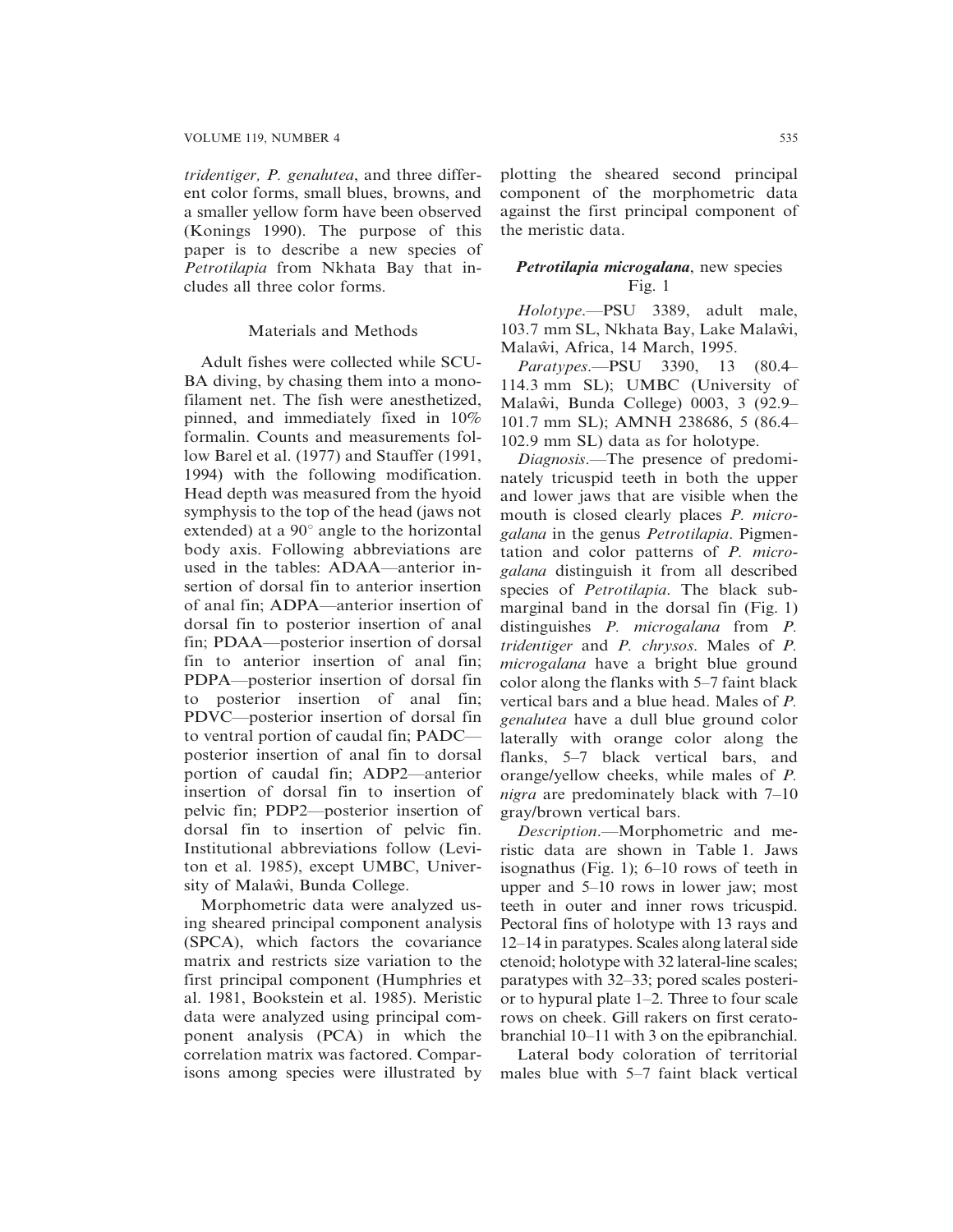*tridentiger, P. genalutea*, and three different color forms, small blues, browns, and a smaller yellow form have been observed (Konings 1990). The purpose of this paper is to describe a new species of *Petrotilapia* from Nkhata Bay that includes all three color forms.

## Materials and Methods

Adult fishes were collected while SCUBA diving, by chasing them into a monofilament net. The fish were anesthetized, pinned, and immediately fixed in 10% formalin. Counts and measurements follow Barel et al. (1977) and Stauffer (1991, 1994) with the following modification. Head depth was measured from the hyoid symphysis to the top of the head (jaws not extended) at a 90° angle to the horizontal body axis. Following abbreviations are used in the tables: ADAA—anterior insertion of dorsal fin to anterior insertion of anal fin; ADPA—anterior insertion of dorsal fin to posterior insertion of anal fin; PDAA—posterior insertion of dorsal fin to anterior insertion of anal fin; PDPA—posterior insertion of dorsal fin to posterior insertion of anal fin; PDVC—posterior insertion of dorsal fin to ventral portion of caudal fin; PADC—posterior insertion of anal fin to dorsal portion of caudal fin; ADP2—anterior insertion of dorsal fin to insertion of pelvic fin; PDP2—posterior insertion of dorsal fin to insertion of pelvic fin. Institutional abbreviations follow (Leviton et al. 1985), except UMBC, University of Malaŵi, Bunda College.

Morphometric data were analyzed using sheared principal component analysis (SPCA), which factors the covariance matrix and restricts size variation to the first principal component (Humphries et al. 1981, Bookstein et al. 1985). Meristic data were analyzed using principal component analysis (PCA) in which the correlation matrix was factored. Comparisons among species were illustrated by plotting the sheared second principal component of the morphometric data against the first principal component of the meristic data.

## *Petrotilapia microgalana*, new species Fig. 1

*Holotype*.—PSU 3389, adult male, 103.7 mm SL, Nkhata Bay, Lake Malaŵi, Malaŵi, Africa, 14 March, 1995.

*Paratypes*.—PSU 3390, 13 (80.4–114.3 mm SL); UMBC (University of Malaŵi, Bunda College) 0003, 3 (92.9–101.7 mm SL); AMNH 238686, 5 (86.4–102.9 mm SL) data as for holotype.

*Diagnosis*.—The presence of predominately tricuspid teeth in both the upper and lower jaws that are visible when the mouth is closed clearly places *P. microgalana* in the genus *Petrotilapia*. Pigmentation and color patterns of *P. microgalana* distinguish it from all described species of *Petrotilapia*. The black submarginal band in the dorsal fin (Fig. 1) distinguishes *P. microgalana* from *P. tridentiger* and *P. chrysos*. Males of *P. microgalana* have a bright blue ground color along the flanks with 5–7 faint black vertical bars and a blue head. Males of *P. genalutea* have a dull blue ground color laterally with orange color along the flanks, 5–7 black vertical bars, and orange/yellow cheeks, while males of *P. nigra* are predominately black with 7–10 gray/brown vertical bars.

*Description*.—Morphometric and meristic data are shown in Table 1. Jaws isognathus (Fig. 1); 6–10 rows of teeth in upper and 5–10 rows in lower jaw; most teeth in outer and inner rows tricuspid. Pectoral fins of holotype with 13 rays and 12–14 in paratypes. Scales along lateral side ctenoid; holotype with 32 lateral-line scales; paratypes with 32–33; pored scales posterior to hypural plate 1–2. Three to four scale rows on cheek. Gill rakers on first ceratobranchial 10–11 with 3 on the epibranchial.

Lateral body coloration of territorial males blue with 5–7 faint black vertical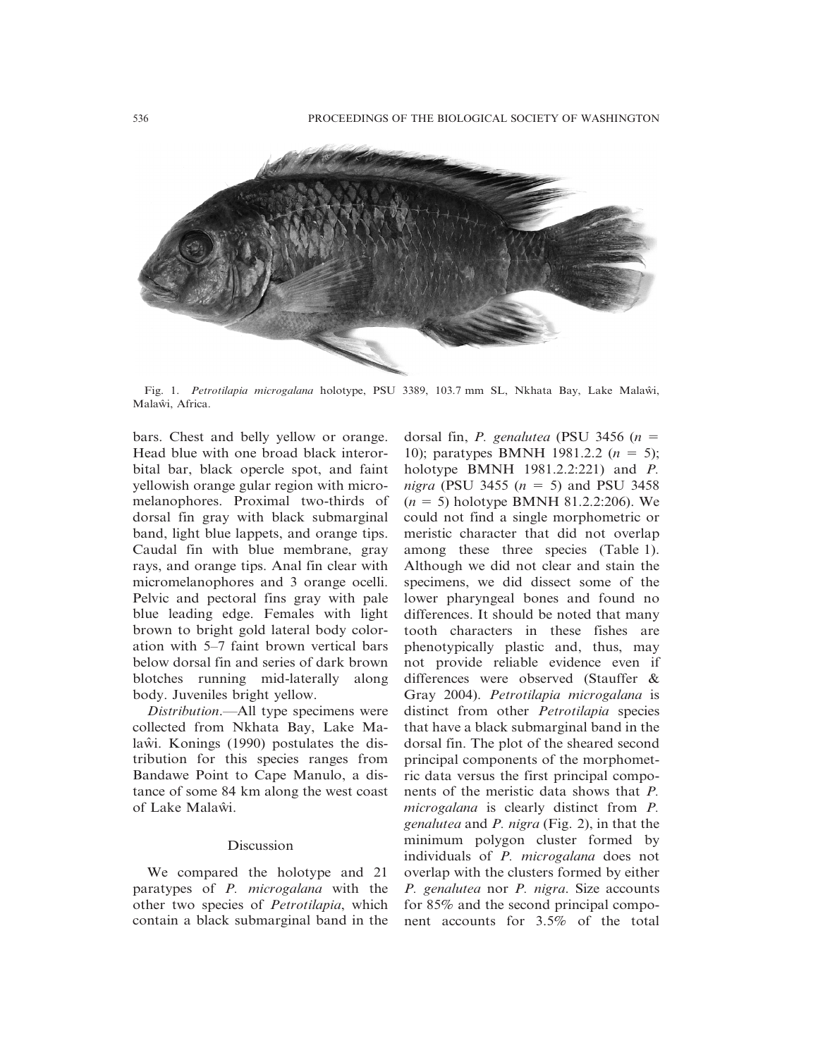Fig. 1. *Petrotilapia microgalana* holotype, PSU 3389, 103.7 mm SL, Nkhata Bay, Lake Malaŵi, Malaŵi, Africa.

bars. Chest and belly yellow or orange. Head blue with one broad black interorbital bar, black opercle spot, and faint yellowish orange gular region with micromelanophores. Proximal two-thirds of dorsal fin gray with black submarginal band, light blue lappets, and orange tips. Caudal fin with blue membrane, gray rays, and orange tips. Anal fin clear with micromelanophores and 3 orange ocelli. Pelvic and pectoral fins gray with pale blue leading edge. Females with light brown to bright gold lateral body coloration with 5–7 faint brown vertical bars below dorsal fin and series of dark brown blotches running mid-laterally along body. Juveniles bright yellow.

*Distribution*.—All type specimens were collected from Nkhata Bay, Lake Malaŵi. Konings (1990) postulates the distribution for this species ranges from Bandawe Point to Cape Manulo, a distance of some 84 km along the west coast of Lake Malaŵi.

## Discussion

We compared the holotype and 21 paratypes of *P. microgalana* with the other two species of *Petrotilapia*, which contain a black submarginal band in the dorsal fin, *P. genalutea* (PSU 3456 ($n$ = 10); paratypes BMNH 1981.2.2 ($n$ = 5); holotype BMNH 1981.2.2:221) and *P. nigra* (PSU 3455 ($n$ = 5) and PSU 3458 ($n$ = 5) holotype BMNH 81.2.2:206). We could not find a single morphometric or meristic character that did not overlap among these three species (Table 1). Although we did not clear and stain the specimens, we did dissect some of the lower pharyngeal bones and found no differences. It should be noted that many tooth characters in these fishes are phenotypically plastic and, thus, may not provide reliable evidence even if differences were observed (Stauffer & Gray 2004). *Petrotilapia microgalana* is distinct from other *Petrotilapia* species that have a black submarginal band in the dorsal fin. The plot of the sheared second principal components of the morphometric data versus the first principal components of the meristic data shows that *P. microgalana* is clearly distinct from *P. genalutea* and *P. nigra* (Fig. 2), in that the minimum polygon cluster formed by individuals of *P. microgalana* does not overlap with the clusters formed by either *P. genalutea* nor *P. nigra*. Size accounts for 85% and the second principal component accounts for 3.5% of the total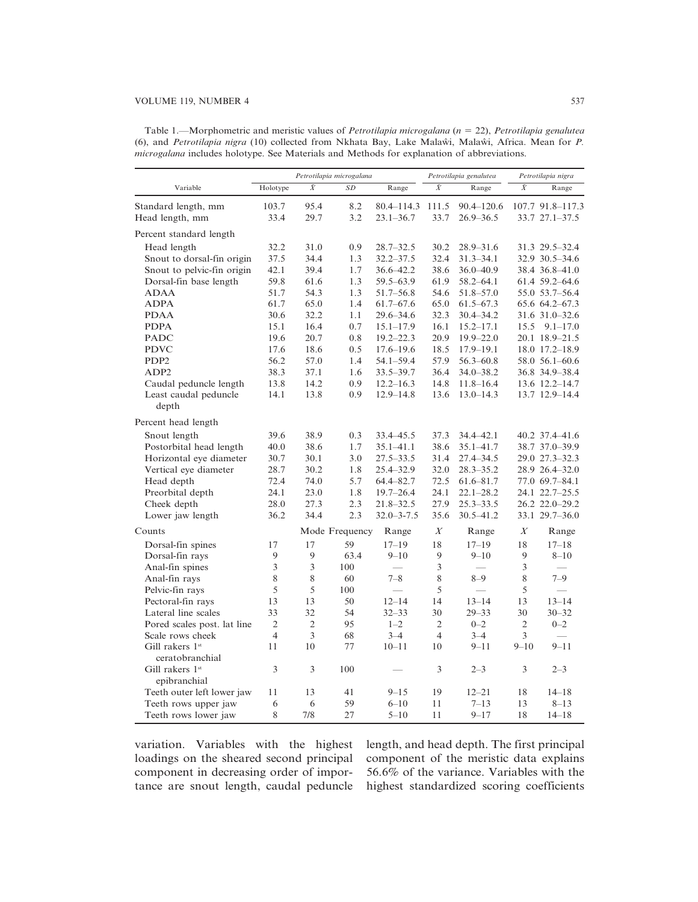Table 1.—Morphometric and meristic values of *Petrotilapia microgalana* (*n* = 22), *Petrotilapia genalutea* (6), and *Petrotilapia nigra* (10) collected from Nkhata Bay, Lake Malaŵi, Malaŵi, Africa. Mean for *P. microgalana* includes holotype. See Materials and Methods for explanation of abbreviations.

| Variable | *Petrotilapia microgalana* | | | | *Petrotilapia genalutea* | | *Petrotilapia nigra* | |
|---|---|---|---|---|---|---|---|---|
| | Holotype | $\bar{X}$ | *SD* | Range | $\bar{X}$ | Range | $\bar{X}$ | Range |
| Standard length, mm | 103.7 | 95.4 | 8.2 | 80.4–114.3 | 111.5 | 90.4–120.6 | 107.7 | 91.8–117.3 |
| Head length, mm | 33.4 | 29.7 | 3.2 | 23.1–36.7 | 33.7 | 26.9–36.5 | 33.7 | 27.1–37.5 |
| Percent standard length | | | | | | | | |
| Head length | 32.2 | 31.0 | 0.9 | 28.7–32.5 | 30.2 | 28.9–31.6 | 31.3 | 29.5–32.4 |
| Snout to dorsal-fin origin | 37.5 | 34.4 | 1.3 | 32.2–37.5 | 32.4 | 31.3–34.1 | 32.9 | 30.5–34.6 |
| Snout to pelvic-fin origin | 42.1 | 39.4 | 1.7 | 36.6–42.2 | 38.6 | 36.0–40.9 | 38.4 | 36.8–41.0 |
| Dorsal-fin base length | 59.8 | 61.6 | 1.3 | 59.5–63.9 | 61.9 | 58.2–64.1 | 61.4 | 59.2–64.6 |
| ADAA | 51.7 | 54.3 | 1.3 | 51.7–56.8 | 54.6 | 51.8–57.0 | 55.0 | 53.7–56.4 |
| ADPA | 61.7 | 65.0 | 1.4 | 61.7–67.6 | 65.0 | 61.5–67.3 | 65.6 | 64.2–67.3 |
| PDAA | 30.6 | 32.2 | 1.1 | 29.6–34.6 | 32.3 | 30.4–34.2 | 31.6 | 31.0–32.6 |
| PDPA | 15.1 | 16.4 | 0.7 | 15.1–17.9 | 16.1 | 15.2–17.1 | 15.5 | 9.1–17.0 |
| PADC | 19.6 | 20.7 | 0.8 | 19.2–22.3 | 20.9 | 19.9–22.0 | 20.1 | 18.9–21.5 |
| PDVC | 17.6 | 18.6 | 0.5 | 17.6–19.6 | 18.5 | 17.9–19.1 | 18.0 | 17.2–18.9 |
| PDP2 | 56.2 | 57.0 | 1.4 | 54.1–59.4 | 57.9 | 56.3–60.8 | 58.0 | 56.1–60.6 |
| ADP2 | 38.3 | 37.1 | 1.6 | 33.5–39.7 | 36.4 | 34.0–38.2 | 36.8 | 34.9–38.4 |
| Caudal peduncle length | 13.8 | 14.2 | 0.9 | 12.2–16.3 | 14.8 | 11.8–16.4 | 13.6 | 12.2–14.7 |
| Least caudal peduncle depth | 14.1 | 13.8 | 0.9 | 12.9–14.8 | 13.6 | 13.0–14.3 | 13.7 | 12.9–14.4 |
| Percent head length | | | | | | | | |
| Snout length | 39.6 | 38.9 | 0.3 | 33.4–45.5 | 37.3 | 34.4–42.1 | 40.2 | 37.4–41.6 |
| Postorbital head length | 40.0 | 38.6 | 1.7 | 35.1–41.1 | 38.6 | 35.1–41.7 | 38.7 | 37.0–39.9 |
| Horizontal eye diameter | 30.7 | 30.1 | 3.0 | 27.5–33.5 | 31.4 | 27.4–34.5 | 29.0 | 27.3–32.3 |
| Vertical eye diameter | 28.7 | 30.2 | 1.8 | 25.4–32.9 | 32.0 | 28.3–35.2 | 28.9 | 26.4–32.0 |
| Head depth | 72.4 | 74.0 | 5.7 | 64.4–82.7 | 72.5 | 61.6–81.7 | 77.0 | 69.7–84.1 |
| Preorbital depth | 24.1 | 23.0 | 1.8 | 19.7–26.4 | 24.1 | 22.1–28.2 | 24.1 | 22.7–25.5 |
| Cheek depth | 28.0 | 27.3 | 2.3 | 21.8–32.5 | 27.9 | 25.3–33.5 | 26.2 | 22.0–29.2 |
| Lower jaw length | 36.2 | 34.4 | 2.3 | 32.0–3-7.5 | 35.6 | 30.5–41.2 | 33.1 | 29.7–36.0 |
| Counts | | Mode | Frequency | Range | *X* | Range | *X* | Range |
| Dorsal-fin spines | 17 | 17 | 59 | 17–19 | 18 | 17–19 | 18 | 17–18 |
| Dorsal-fin rays | 9 | 9 | 63.4 | 9–10 | 9 | 9–10 | 9 | 8–10 |
| Anal-fin spines | 3 | 3 | 100 | — | 3 | — | 3 | — |
| Anal-fin rays | 8 | 8 | 60 | 7–8 | 8 | 8–9 | 8 | 7–9 |
| Pelvic-fin rays | 5 | 5 | 100 | — | 5 | — | 5 | — |
| Pectoral-fin rays | 13 | 13 | 50 | 12–14 | 14 | 13–14 | 13 | 13–14 |
| Lateral line scales | 33 | 32 | 54 | 32–33 | 30 | 29–33 | 30 | 30–32 |
| Pored scales post. lat line | 2 | 2 | 95 | 1–2 | 2 | 0–2 | 2 | 0–2 |
| Scale rows cheek | 4 | 3 | 68 | 3–4 | 4 | 3–4 | 3 | — |
| Gill rakers 1st ceratobranchial | 11 | 10 | 77 | 10–11 | 10 | 9–11 | 9–10 | 9–11 |
| Gill rakers 1st epibranchial | 3 | 3 | 100 | — | 3 | 2–3 | 3 | 2–3 |
| Teeth outer left lower jaw | 11 | 13 | 41 | 9–15 | 19 | 12–21 | 18 | 14–18 |
| Teeth rows upper jaw | 6 | 6 | 59 | 6–10 | 11 | 7–13 | 13 | 8–13 |
| Teeth rows lower jaw | 8 | 7/8 | 27 | 5–10 | 11 | 9–17 | 18 | 14–18 |

variation. Variables with the highest loadings on the sheared second principal component in decreasing order of importance are snout length, caudal peduncle length, and head depth. The first principal component of the meristic data explains 56.6% of the variance. Variables with the highest standardized scoring coefficients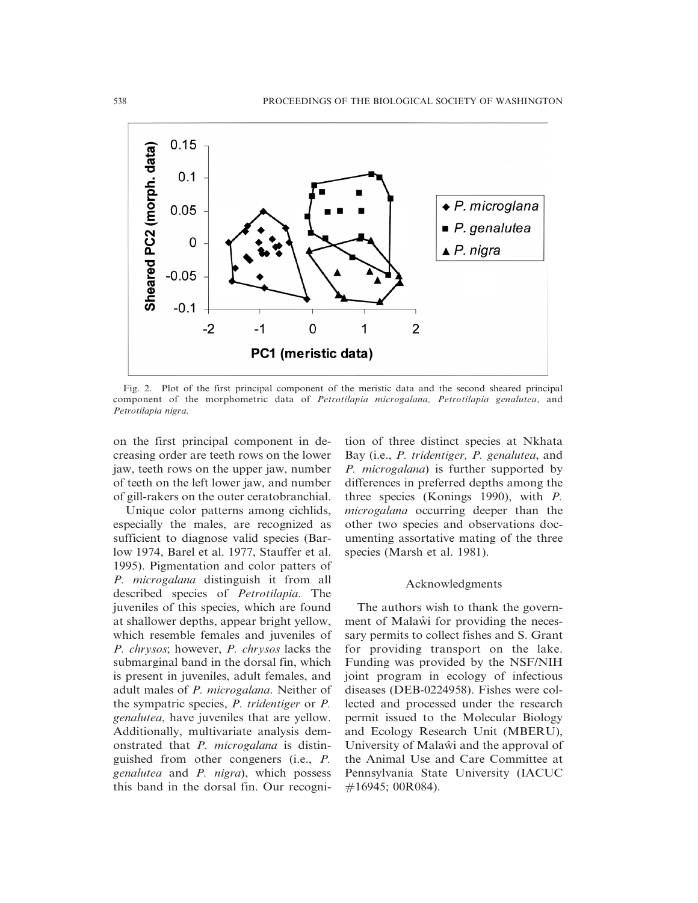Fig. 2. Plot of the first principal component of the meristic data and the second sheared principal component of the morphometric data of *Petrotilapia microgalana, Petrotilapia genalutea*, and *Petrotilapia nigra*.

on the first principal component in decreasing order are teeth rows on the lower jaw, teeth rows on the upper jaw, number of teeth on the left lower jaw, and number of gill-rakers on the outer ceratobranchial.

Unique color patterns among cichlids, especially the males, are recognized as sufficient to diagnose valid species (Barlow 1974, Barel et al. 1977, Stauffer et al. 1995). Pigmentation and color patters of *P. microgalana* distinguish it from all described species of *Petrotilapia*. The juveniles of this species, which are found at shallower depths, appear bright yellow, which resemble females and juveniles of *P. chrysos*; however, *P. chrysos* lacks the submarginal band in the dorsal fin, which is present in juveniles, adult females, and adult males of *P. microgalana*. Neither of the sympatric species, *P. tridentiger* or *P. genalutea*, have juveniles that are yellow. Additionally, multivariate analysis demonstrated that *P. microgalana* is distinguished from other congeners (i.e., *P. genalutea* and *P. nigra*), which possess this band in the dorsal fin. Our recognition of three distinct species at Nkhata Bay (i.e., *P. tridentiger, P. genalutea*, and *P. microgalana*) is further supported by differences in preferred depths among the three species (Konings 1990), with *P. microgalana* occurring deeper than the other two species and observations documenting assortative mating of the three species (Marsh et al. 1981).

## Acknowledgments

The authors wish to thank the government of Malaŵi for providing the necessary permits to collect fishes and S. Grant for providing transport on the lake. Funding was provided by the NSF/NIH joint program in ecology of infectious diseases (DEB-0224958). Fishes were collected and processed under the research permit issued to the Molecular Biology and Ecology Research Unit (MBERU), University of Malaŵi and the approval of the Animal Use and Care Committee at Pennsylvania State University (IACUC #16945; 00R084).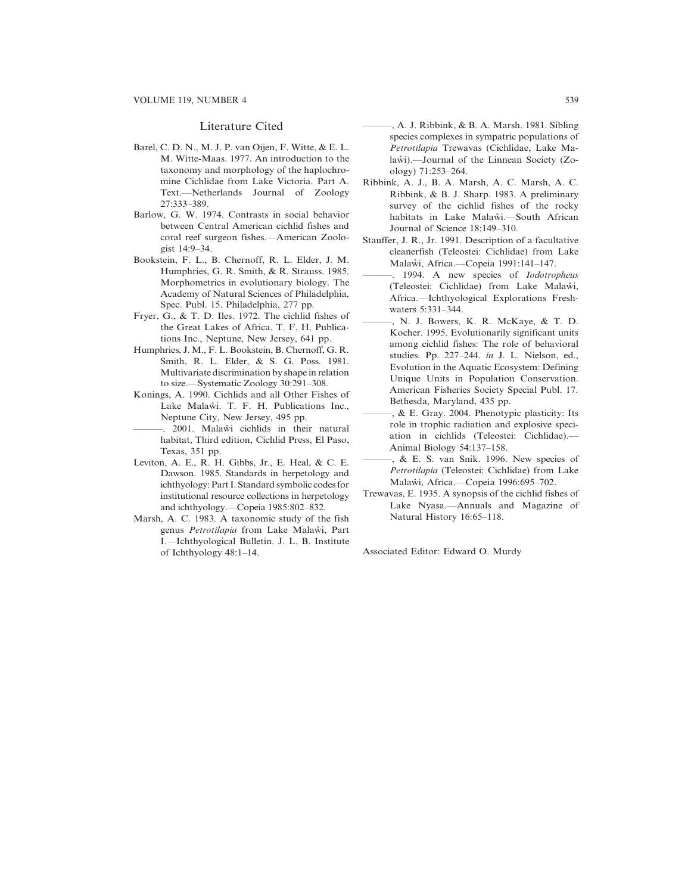## Literature Cited

Barel, C. D. N., M. J. P. van Oijen, F. Witte, & E. L. M. Witte-Maas. 1977. An introduction to the taxonomy and morphology of the haplochromine Cichlidae from Lake Victoria. Part A. Text.—Netherlands Journal of Zoology 27:333–389.

Barlow, G. W. 1974. Contrasts in social behavior between Central American cichlid fishes and coral reef surgeon fishes.—American Zoologist 14:9–34.

Bookstein, F. L., B. Chernoff, R. L. Elder, J. M. Humphries, G. R. Smith, & R. Strauss. 1985. Morphometrics in evolutionary biology. The Academy of Natural Sciences of Philadelphia, Spec. Publ. 15. Philadelphia, 277 pp.

Fryer, G., & T. D. Iles. 1972. The cichlid fishes of the Great Lakes of Africa. T. F. H. Publications Inc., Neptune, New Jersey, 641 pp.

Humphries, J. M., F. L. Bookstein, B. Chernoff, G. R. Smith, R. L. Elder, & S. G. Poss. 1981. Multivariate discrimination by shape in relation to size.—Systematic Zoology 30:291–308.

Konings, A. 1990. Cichlids and all Other Fishes of Lake Malaŵi. T. F. H. Publications Inc., Neptune City, New Jersey, 495 pp.

———. 2001. Malaŵi cichlids in their natural habitat, Third edition, Cichlid Press, El Paso, Texas, 351 pp.

Leviton, A. E., R. H. Gibbs, Jr., E. Heal, & C. E. Dawson. 1985. Standards in herpetology and ichthyology: Part I. Standard symbolic codes for institutional resource collections in herpetology and ichthyology.—Copeia 1985:802–832.

Marsh, A. C. 1983. A taxonomic study of the fish genus *Petrotilapia* from Lake Malaŵi, Part I.—Ichthyological Bulletin. J. L. B. Institute of Ichthyology 48:1–14.

———, A. J. Ribbink, & B. A. Marsh. 1981. Sibling species complexes in sympatric populations of *Petrotilapia* Trewavas (Cichlidae, Lake Malaŵi).—Journal of the Linnean Society (Zoology) 71:253–264.

Ribbink, A. J., B. A. Marsh, A. C. Marsh, A. C. Ribbink, & B. J. Sharp. 1983. A preliminary survey of the cichlid fishes of the rocky habitats in Lake Malaŵi.—South African Journal of Science 18:149–310.

Stauffer, J. R., Jr. 1991. Description of a facultative cleanerfish (Teleostei: Cichlidae) from Lake Malaŵi, Africa.—Copeia 1991:141–147.

———. 1994. A new species of *Iodotropheus* (Teleostei: Cichlidae) from Lake Malaŵi, Africa.—Ichthyological Explorations Freshwaters 5:331–344.

———, N. J. Bowers, K. R. McKaye, & T. D. Kocher. 1995. Evolutionarily significant units among cichlid fishes: The role of behavioral studies. Pp. 227–244. *in* J. L. Nielson, ed., Evolution in the Aquatic Ecosystem: Defining Unique Units in Population Conservation. American Fisheries Society Special Publ. 17. Bethesda, Maryland, 435 pp.

———, & E. Gray. 2004. Phenotypic plasticity: Its role in trophic radiation and explosive speciation in cichlids (Teleostei: Cichlidae).—Animal Biology 54:137–158.

———, & E. S. van Snik. 1996. New species of *Petrotilapia* (Teleostei: Cichlidae) from Lake Malaŵi, Africa.—Copeia 1996:695–702.

Trewavas, E. 1935. A synopsis of the cichlid fishes of Lake Nyasa.—Annuals and Magazine of Natural History 16:65–118.

Associated Editor: Edward O. Murdy